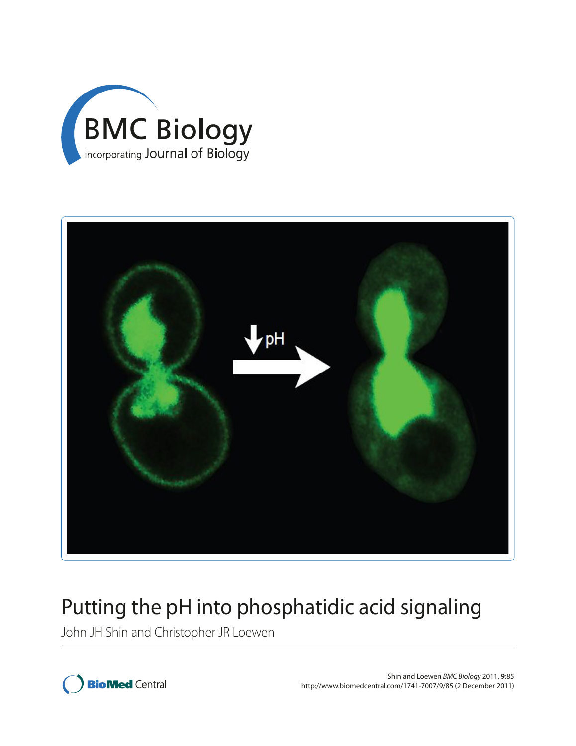# Putting the pH into phosphatidic acid signaling

John JH Shin and Christopher JR Loewen

Shin and Loewen *BMC Biology* 2011, **9**:85
http://www.biomedcentral.com/1741-7007/9/85 (2 December 2011)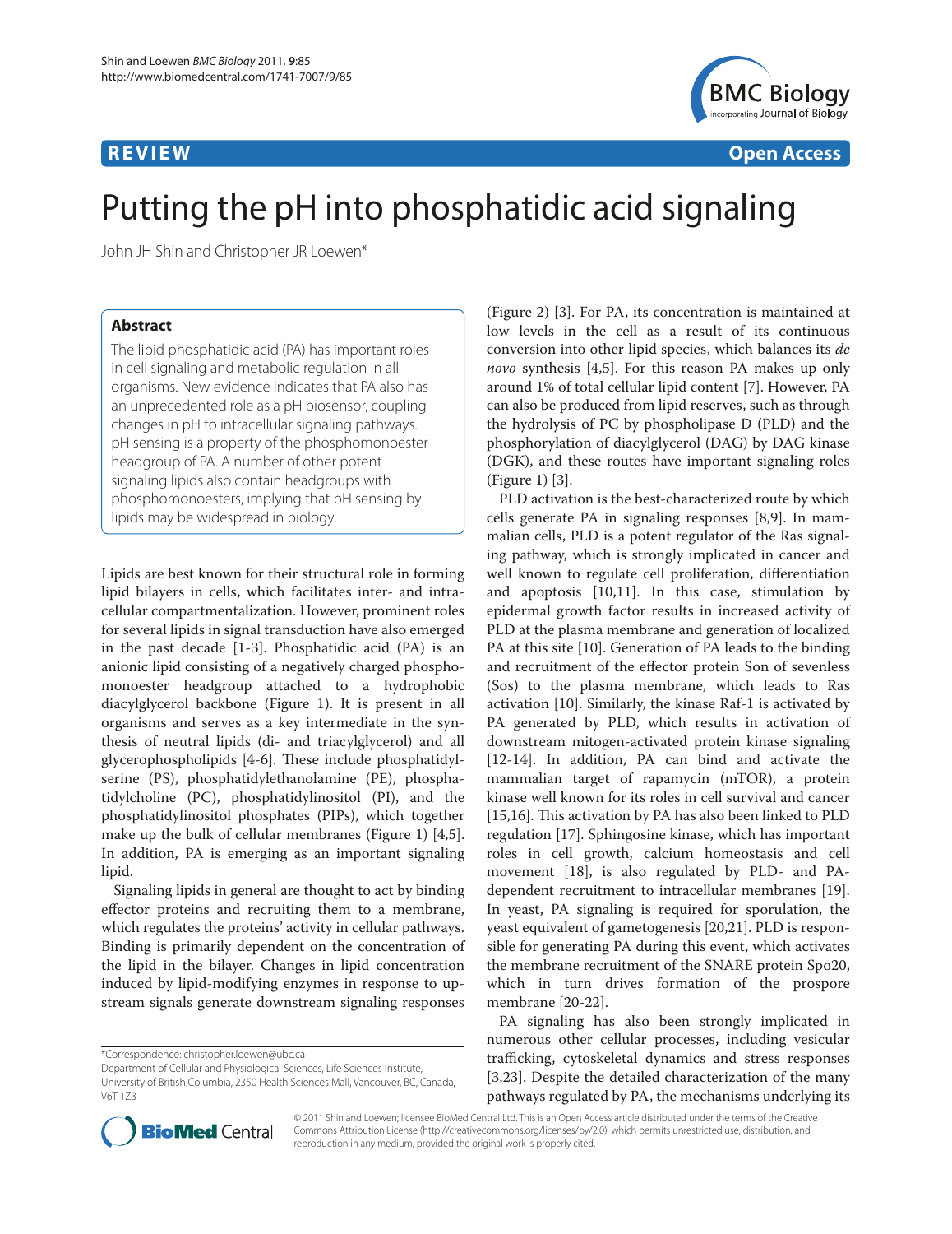# Putting the pH into phosphatidic acid signaling

John JH Shin and Christopher JR Loewen*

## Abstract

The lipid phosphatidic acid (PA) has important roles in cell signaling and metabolic regulation in all organisms. New evidence indicates that PA also has an unprecedented role as a pH biosensor, coupling changes in pH to intracellular signaling pathways. pH sensing is a property of the phosphomonoester headgroup of PA. A number of other potent signaling lipids also contain headgroups with phosphomonoesters, implying that pH sensing by lipids may be widespread in biology.

Lipids are best known for their structural role in forming lipid bilayers in cells, which facilitates inter- and intracellular compartmentalization. However, prominent roles for several lipids in signal transduction have also emerged in the past decade [1-3]. Phosphatidic acid (PA) is an anionic lipid consisting of a negatively charged phosphomonoester headgroup attached to a hydrophobic diacylglycerol backbone (Figure 1). It is present in all organisms and serves as a key intermediate in the synthesis of neutral lipids (di- and triacylglycerol) and all glycerophospholipids [4-6]. These include phosphatidylserine (PS), phosphatidylethanolamine (PE), phosphatidylcholine (PC), phosphatidylinositol (PI), and the phosphatidylinositol phosphates (PIPs), which together make up the bulk of cellular membranes (Figure 1) [4,5]. In addition, PA is emerging as an important signaling lipid.

Signaling lipids in general are thought to act by binding effector proteins and recruiting them to a membrane, which regulates the proteins' activity in cellular pathways. Binding is primarily dependent on the concentration of the lipid in the bilayer. Changes in lipid concentration induced by lipid-modifying enzymes in response to upstream signals generate downstream signaling responses (Figure 2) [3]. For PA, its concentration is maintained at low levels in the cell as a result of its continuous conversion into other lipid species, which balances its *de novo* synthesis [4,5]. For this reason PA makes up only around 1% of total cellular lipid content [7]. However, PA can also be produced from lipid reserves, such as through the hydrolysis of PC by phospholipase D (PLD) and the phosphorylation of diacylglycerol (DAG) by DAG kinase (DGK), and these routes have important signaling roles (Figure 1) [3].

PLD activation is the best-characterized route by which cells generate PA in signaling responses [8,9]. In mammalian cells, PLD is a potent regulator of the Ras signaling pathway, which is strongly implicated in cancer and well known to regulate cell proliferation, differentiation and apoptosis [10,11]. In this case, stimulation by epidermal growth factor results in increased activity of PLD at the plasma membrane and generation of localized PA at this site [10]. Generation of PA leads to the binding and recruitment of the effector protein Son of sevenless (Sos) to the plasma membrane, which leads to Ras activation [10]. Similarly, the kinase Raf-1 is activated by PA generated by PLD, which results in activation of downstream mitogen-activated protein kinase signaling [12-14]. In addition, PA can bind and activate the mammalian target of rapamycin (mTOR), a protein kinase well known for its roles in cell survival and cancer [15,16]. This activation by PA has also been linked to PLD regulation [17]. Sphingosine kinase, which has important roles in cell growth, calcium homeostasis and cell movement [18], is also regulated by PLD- and PA-dependent recruitment to intracellular membranes [19]. In yeast, PA signaling is required for sporulation, the yeast equivalent of gametogenesis [20,21]. PLD is responsible for generating PA during this event, which activates the membrane recruitment of the SNARE protein Spo20, which in turn drives formation of the prospore membrane [20-22].

PA signaling has also been strongly implicated in numerous other cellular processes, including vesicular trafficking, cytoskeletal dynamics and stress responses [3,23]. Despite the detailed characterization of the many pathways regulated by PA, the mechanisms underlying its

*Correspondence: christopher.loewen@ubc.ca
Department of Cellular and Physiological Sciences, Life Sciences Institute, University of British Columbia, 2350 Health Sciences Mall, Vancouver, BC, Canada, V6T 1Z3

© 2011 Shin and Loewen; licensee BioMed Central Ltd. This is an Open Access article distributed under the terms of the Creative Commons Attribution License (http://creativecommons.org/licenses/by/2.0), which permits unrestricted use, distribution, and reproduction in any medium, provided the original work is properly cited.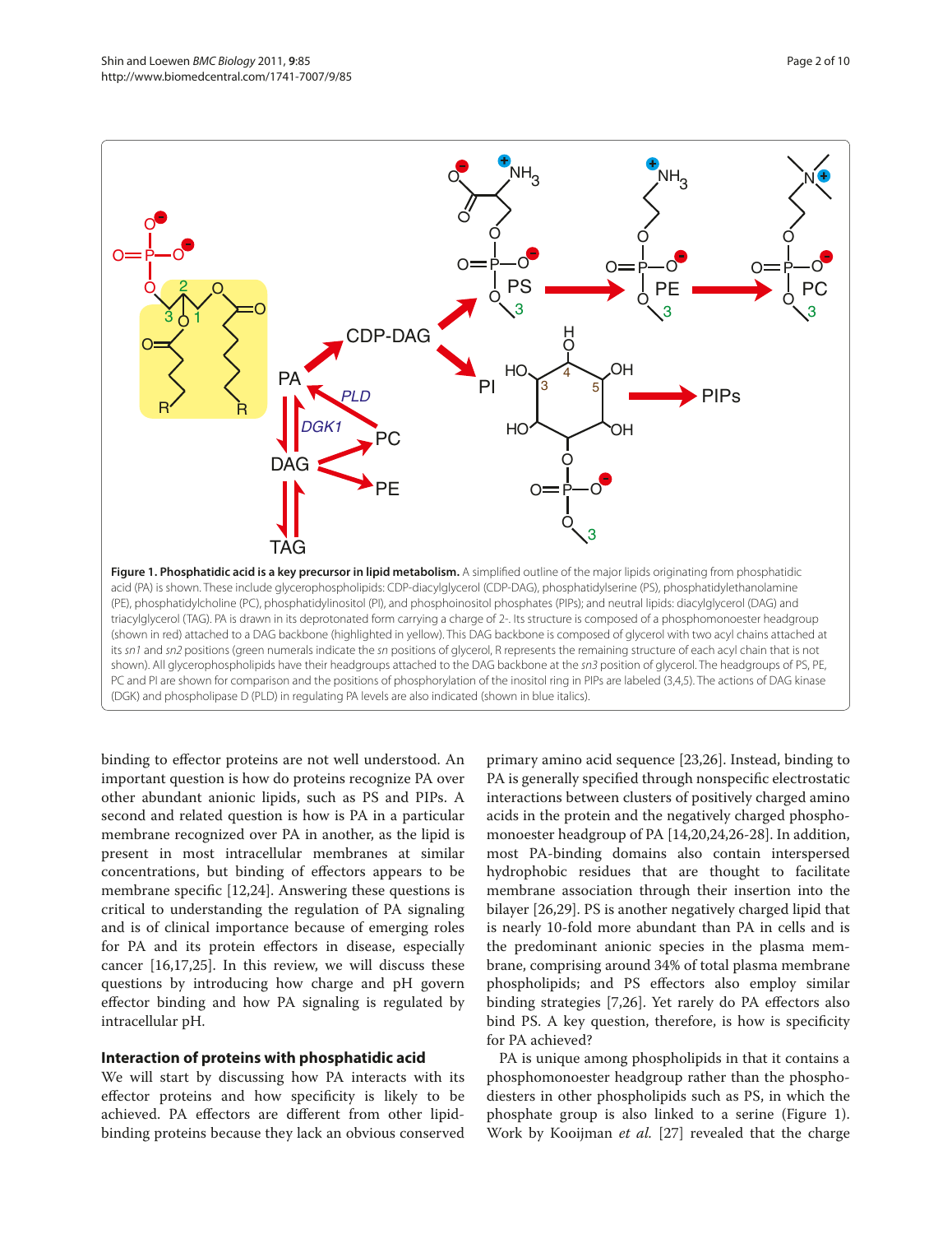**Figure 1. Phosphatidic acid is a key precursor in lipid metabolism.** A simplified outline of the major lipids originating from phosphatidic acid (PA) is shown. These include glycerophospholipids: CDP-diacylglycerol (CDP-DAG), phosphatidylserine (PS), phosphatidylethanolamine (PE), phosphatidylcholine (PC), phosphatidylinositol (PI), and phosphoinositol phosphates (PIPs); and neutral lipids: diacylglycerol (DAG) and triacylglycerol (TAG). PA is drawn in its deprotonated form carrying a charge of 2-. Its structure is composed of a phosphomonoester headgroup (shown in red) attached to a DAG backbone (highlighted in yellow). This DAG backbone is composed of glycerol with two acyl chains attached at its *sn1* and *sn2* positions (green numerals indicate the *sn* positions of glycerol, R represents the remaining structure of each acyl chain that is not shown). All glycerophospholipids have their headgroups attached to the DAG backbone at the *sn3* position of glycerol. The headgroups of PS, PE, PC and PI are shown for comparison and the positions of phosphorylation of the inositol ring in PIPs are labeled (3,4,5). The actions of DAG kinase (DGK) and phospholipase D (PLD) in regulating PA levels are also indicated (shown in blue italics).

binding to effector proteins are not well understood. An important question is how do proteins recognize PA over other abundant anionic lipids, such as PS and PIPs. A second and related question is how is PA in a particular membrane recognized over PA in another, as the lipid is present in most intracellular membranes at similar concentrations, but binding of effectors appears to be membrane specific [12,24]. Answering these questions is critical to understanding the regulation of PA signaling and is of clinical importance because of emerging roles for PA and its protein effectors in disease, especially cancer [16,17,25]. In this review, we will discuss these questions by introducing how charge and pH govern effector binding and how PA signaling is regulated by intracellular pH.

## Interaction of proteins with phosphatidic acid

We will start by discussing how PA interacts with its effector proteins and how specificity is likely to be achieved. PA effectors are different from other lipid-binding proteins because they lack an obvious conserved primary amino acid sequence [23,26]. Instead, binding to PA is generally specified through nonspecific electrostatic interactions between clusters of positively charged amino acids in the protein and the negatively charged phosphomonoester headgroup of PA [14,20,24,26-28]. In addition, most PA-binding domains also contain interspersed hydrophobic residues that are thought to facilitate membrane association through their insertion into the bilayer [26,29]. PS is another negatively charged lipid that is nearly 10-fold more abundant than PA in cells and is the predominant anionic species in the plasma membrane, comprising around 34% of total plasma membrane phospholipids; and PS effectors also employ similar binding strategies [7,26]. Yet rarely do PA effectors also bind PS. A key question, therefore, is how is specificity for PA achieved?

PA is unique among phospholipids in that it contains a phosphomonoester headgroup rather than the phosphodiesters in other phospholipids such as PS, in which the phosphate group is also linked to a serine (Figure 1). Work by Kooijman *et al.* [27] revealed that the charge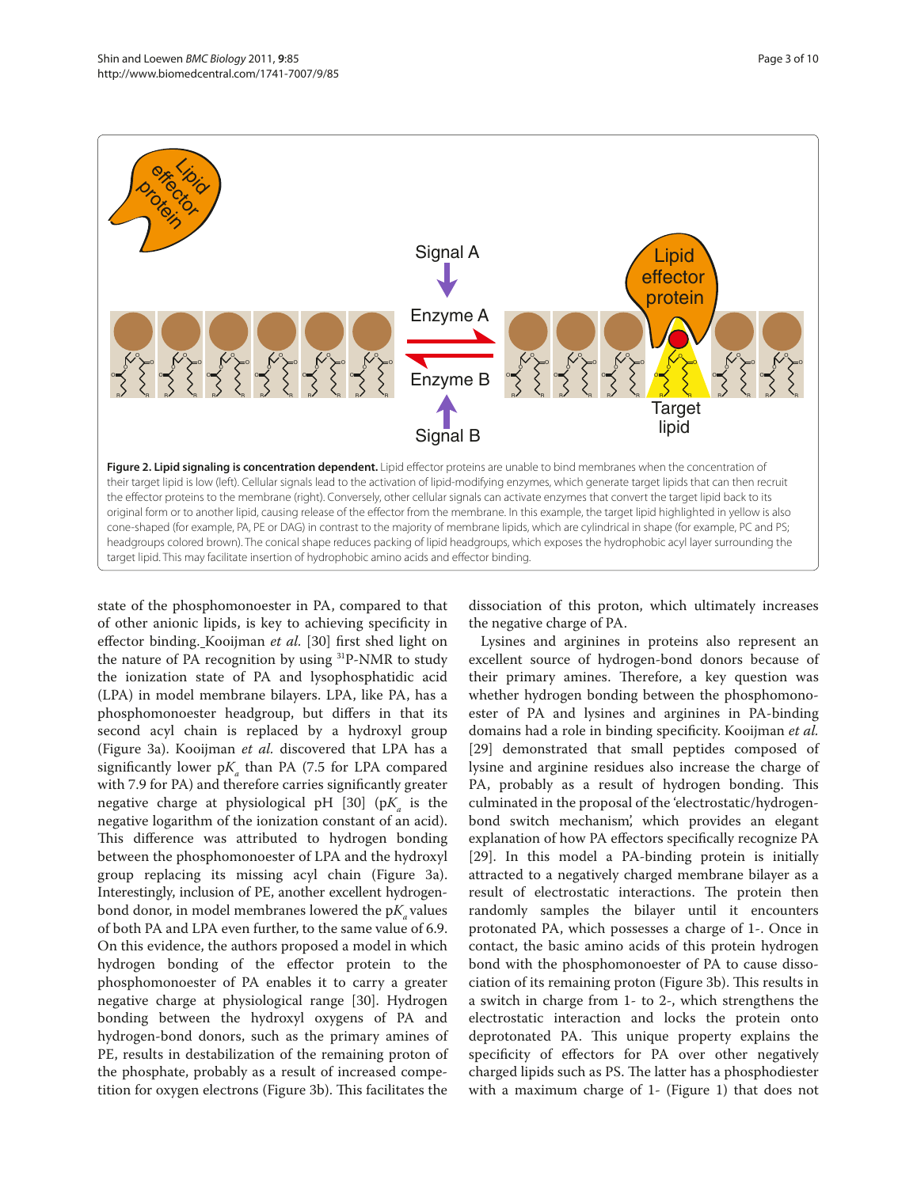**Figure 2. Lipid signaling is concentration dependent.** Lipid effector proteins are unable to bind membranes when the concentration of their target lipid is low (left). Cellular signals lead to the activation of lipid-modifying enzymes, which generate target lipids that can then recruit the effector proteins to the membrane (right). Conversely, other cellular signals can activate enzymes that convert the target lipid back to its original form or to another lipid, causing release of the effector from the membrane. In this example, the target lipid highlighted in yellow is also cone-shaped (for example, PA, PE or DAG) in contrast to the majority of membrane lipids, which are cylindrical in shape (for example, PC and PS; headgroups colored brown). The conical shape reduces packing of lipid headgroups, which exposes the hydrophobic acyl layer surrounding the target lipid. This may facilitate insertion of hydrophobic amino acids and effector binding.

state of the phosphomonoester in PA, compared to that of other anionic lipids, is key to achieving specificity in effector binding. Kooijman *et al.* [30] first shed light on the nature of PA recognition by using $^{31}$P-NMR to study the ionization state of PA and lysophosphatidic acid (LPA) in model membrane bilayers. LPA, like PA, has a phosphomonoester headgroup, but differs in that its second acyl chain is replaced by a hydroxyl group (Figure 3a). Kooijman *et al.* discovered that LPA has a significantly lower p$K_a$ than PA (7.5 for LPA compared with 7.9 for PA) and therefore carries significantly greater negative charge at physiological pH [30] (p$K_a$ is the negative logarithm of the ionization constant of an acid). This difference was attributed to hydrogen bonding between the phosphomonoester of LPA and the hydroxyl group replacing its missing acyl chain (Figure 3a). Interestingly, inclusion of PE, another excellent hydrogen-bond donor, in model membranes lowered the p$K_a$ values of both PA and LPA even further, to the same value of 6.9. On this evidence, the authors proposed a model in which hydrogen bonding of the effector protein to the phosphomonoester of PA enables it to carry a greater negative charge at physiological range [30]. Hydrogen bonding between the hydroxyl oxygens of PA and hydrogen-bond donors, such as the primary amines of PE, results in destabilization of the remaining proton of the phosphate, probably as a result of increased competition for oxygen electrons (Figure 3b). This facilitates the dissociation of this proton, which ultimately increases the negative charge of PA.

Lysines and arginines in proteins also represent an excellent source of hydrogen-bond donors because of their primary amines. Therefore, a key question was whether hydrogen bonding between the phosphomonoester of PA and lysines and arginines in PA-binding domains had a role in binding specificity. Kooijman *et al.* [29] demonstrated that small peptides composed of lysine and arginine residues also increase the charge of PA, probably as a result of hydrogen bonding. This culminated in the proposal of the 'electrostatic/hydrogen-bond switch mechanism', which provides an elegant explanation of how PA effectors specifically recognize PA [29]. In this model a PA-binding protein is initially attracted to a negatively charged membrane bilayer as a result of electrostatic interactions. The protein then randomly samples the bilayer until it encounters protonated PA, which possesses a charge of 1-. Once in contact, the basic amino acids of this protein hydrogen bond with the phosphomonoester of PA to cause dissociation of its remaining proton (Figure 3b). This results in a switch in charge from 1- to 2-, which strengthens the electrostatic interaction and locks the protein onto deprotonated PA. This unique property explains the specificity of effectors for PA over other negatively charged lipids such as PS. The latter has a phosphodiester with a maximum charge of 1- (Figure 1) that does not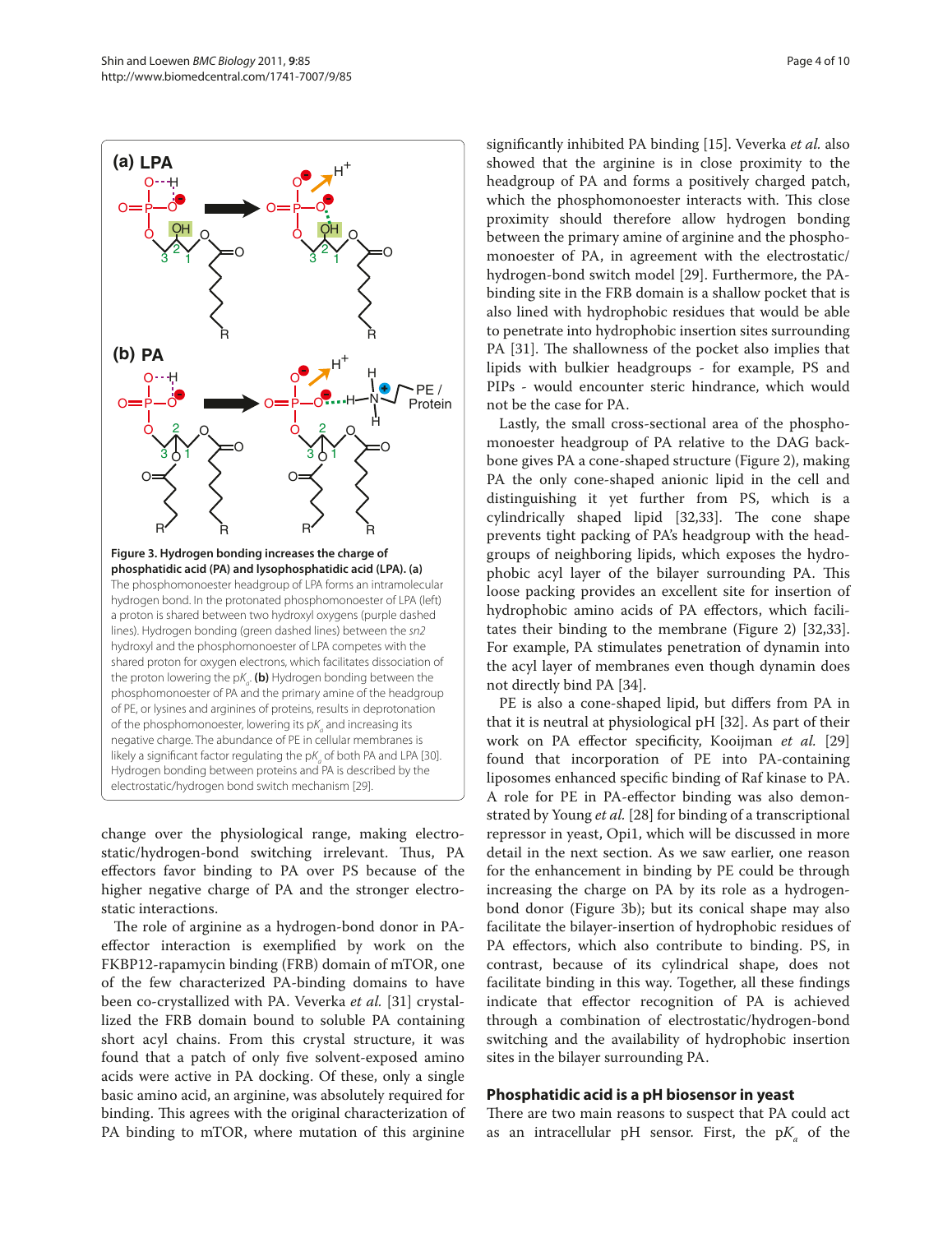**Figure 3. Hydrogen bonding increases the charge of phosphatidic acid (PA) and lysophosphatidic acid (LPA). (a)** The phosphomonoester headgroup of LPA forms an intramolecular hydrogen bond. In the protonated phosphomonoester of LPA (left) a proton is shared between two hydroxyl oxygens (purple dashed lines). Hydrogen bonding (green dashed lines) between the *sn2* hydroxyl and the phosphomonoester of LPA competes with the shared proton for oxygen electrons, which facilitates dissociation of the proton lowering the p$K_a$. **(b)** Hydrogen bonding between the phosphomonoester of PA and the primary amine of the headgroup of PE, or lysines and arginines of proteins, results in deprotonation of the phosphomonoester, lowering its p$K_a$ and increasing its negative charge. The abundance of PE in cellular membranes is likely a significant factor regulating the p$K_a$ of both PA and LPA [30]. Hydrogen bonding between proteins and PA is described by the electrostatic/hydrogen bond switch mechanism [29].

change over the physiological range, making electrostatic/hydrogen-bond switching irrelevant. Thus, PA effectors favor binding to PA over PS because of the higher negative charge of PA and the stronger electrostatic interactions.

The role of arginine as a hydrogen-bond donor in PA-effector interaction is exemplified by work on the FKBP12-rapamycin binding (FRB) domain of mTOR, one of the few characterized PA-binding domains to have been co-crystallized with PA. Veverka *et al.* [31] crystallized the FRB domain bound to soluble PA containing short acyl chains. From this crystal structure, it was found that a patch of only five solvent-exposed amino acids were active in PA docking. Of these, only a single basic amino acid, an arginine, was absolutely required for binding. This agrees with the original characterization of PA binding to mTOR, where mutation of this arginine significantly inhibited PA binding [15]. Veverka *et al.* also showed that the arginine is in close proximity to the headgroup of PA and forms a positively charged patch, which the phosphomonoester interacts with. This close proximity should therefore allow hydrogen bonding between the primary amine of arginine and the phosphomonoester of PA, in agreement with the electrostatic/hydrogen-bond switch model [29]. Furthermore, the PA-binding site in the FRB domain is a shallow pocket that is also lined with hydrophobic residues that would be able to penetrate into hydrophobic insertion sites surrounding PA [31]. The shallowness of the pocket also implies that lipids with bulkier headgroups - for example, PS and PIPs - would encounter steric hindrance, which would not be the case for PA.

Lastly, the small cross-sectional area of the phosphomonoester headgroup of PA relative to the DAG backbone gives PA a cone-shaped structure (Figure 2), making PA the only cone-shaped anionic lipid in the cell and distinguishing it yet further from PS, which is a cylindrically shaped lipid [32,33]. The cone shape prevents tight packing of PA's headgroup with the headgroups of neighboring lipids, which exposes the hydrophobic acyl layer of the bilayer surrounding PA. This loose packing provides an excellent site for insertion of hydrophobic amino acids of PA effectors, which facilitates their binding to the membrane (Figure 2) [32,33]. For example, PA stimulates penetration of dynamin into the acyl layer of membranes even though dynamin does not directly bind PA [34].

PE is also a cone-shaped lipid, but differs from PA in that it is neutral at physiological pH [32]. As part of their work on PA effector specificity, Kooijman *et al.* [29] found that incorporation of PE into PA-containing liposomes enhanced specific binding of Raf kinase to PA. A role for PE in PA-effector binding was also demonstrated by Young *et al.* [28] for binding of a transcriptional repressor in yeast, Opi1, which will be discussed in more detail in the next section. As we saw earlier, one reason for the enhancement in binding by PE could be through increasing the charge on PA by its role as a hydrogen-bond donor (Figure 3b); but its conical shape may also facilitate the bilayer-insertion of hydrophobic residues of PA effectors, which also contribute to binding. PS, in contrast, because of its cylindrical shape, does not facilitate binding in this way. Together, all these findings indicate that effector recognition of PA is achieved through a combination of electrostatic/hydrogen-bond switching and the availability of hydrophobic insertion sites in the bilayer surrounding PA.

## Phosphatidic acid is a pH biosensor in yeast

There are two main reasons to suspect that PA could act as an intracellular pH sensor. First, the p$K_a$ of the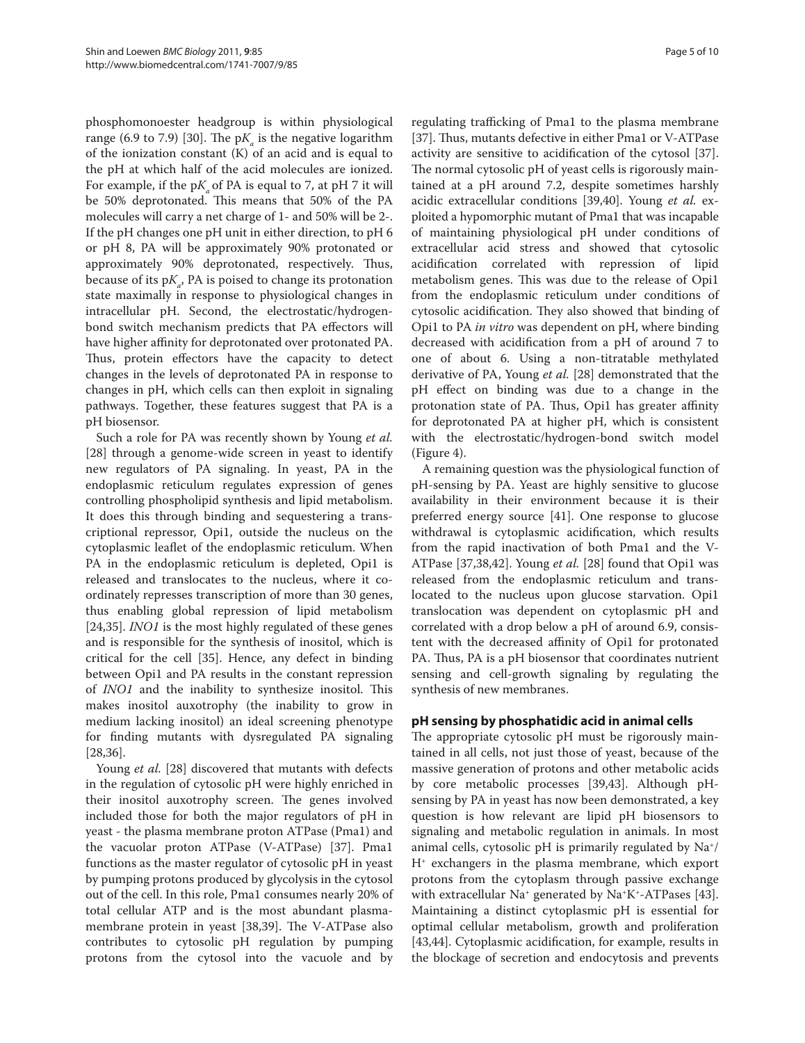phosphomonoester headgroup is within physiological range (6.9 to 7.9) [30]. The p$K_a$ is the negative logarithm of the ionization constant (K) of an acid and is equal to the pH at which half of the acid molecules are ionized. For example, if the p$K_a$ of PA is equal to 7, at pH 7 it will be 50% deprotonated. This means that 50% of the PA molecules will carry a net charge of 1- and 50% will be 2-. If the pH changes one pH unit in either direction, to pH 6 or pH 8, PA will be approximately 90% protonated or approximately 90% deprotonated, respectively. Thus, because of its p$K_a$, PA is poised to change its protonation state maximally in response to physiological changes in intracellular pH. Second, the electrostatic/hydrogen-bond switch mechanism predicts that PA effectors will have higher affinity for deprotonated over protonated PA. Thus, protein effectors have the capacity to detect changes in the levels of deprotonated PA in response to changes in pH, which cells can then exploit in signaling pathways. Together, these features suggest that PA is a pH biosensor.

Such a role for PA was recently shown by Young *et al.* [28] through a genome-wide screen in yeast to identify new regulators of PA signaling. In yeast, PA in the endoplasmic reticulum regulates expression of genes controlling phospholipid synthesis and lipid metabolism. It does this through binding and sequestering a transcriptional repressor, Opi1, outside the nucleus on the cytoplasmic leaflet of the endoplasmic reticulum. When PA in the endoplasmic reticulum is depleted, Opi1 is released and translocates to the nucleus, where it coordinately represses transcription of more than 30 genes, thus enabling global repression of lipid metabolism [24,35]. *INO1* is the most highly regulated of these genes and is responsible for the synthesis of inositol, which is critical for the cell [35]. Hence, any defect in binding between Opi1 and PA results in the constant repression of *INO1* and the inability to synthesize inositol. This makes inositol auxotrophy (the inability to grow in medium lacking inositol) an ideal screening phenotype for finding mutants with dysregulated PA signaling [28,36].

Young *et al.* [28] discovered that mutants with defects in the regulation of cytosolic pH were highly enriched in their inositol auxotrophy screen. The genes involved included those for both the major regulators of pH in yeast - the plasma membrane proton ATPase (Pma1) and the vacuolar proton ATPase (V-ATPase) [37]. Pma1 functions as the master regulator of cytosolic pH in yeast by pumping protons produced by glycolysis in the cytosol out of the cell. In this role, Pma1 consumes nearly 20% of total cellular ATP and is the most abundant plasma-membrane protein in yeast [38,39]. The V-ATPase also contributes to cytosolic pH regulation by pumping protons from the cytosol into the vacuole and by regulating trafficking of Pma1 to the plasma membrane [37]. Thus, mutants defective in either Pma1 or V-ATPase activity are sensitive to acidification of the cytosol [37]. The normal cytosolic pH of yeast cells is rigorously maintained at a pH around 7.2, despite sometimes harshly acidic extracellular conditions [39,40]. Young *et al.* exploited a hypomorphic mutant of Pma1 that was incapable of maintaining physiological pH under conditions of extracellular acid stress and showed that cytosolic acidification correlated with repression of lipid metabolism genes. This was due to the release of Opi1 from the endoplasmic reticulum under conditions of cytosolic acidification. They also showed that binding of Opi1 to PA *in vitro* was dependent on pH, where binding decreased with acidification from a pH of around 7 to one of about 6. Using a non-titratable methylated derivative of PA, Young *et al.* [28] demonstrated that the pH effect on binding was due to a change in the protonation state of PA. Thus, Opi1 has greater affinity for deprotonated PA at higher pH, which is consistent with the electrostatic/hydrogen-bond switch model (Figure 4).

A remaining question was the physiological function of pH-sensing by PA. Yeast are highly sensitive to glucose availability in their environment because it is their preferred energy source [41]. One response to glucose withdrawal is cytoplasmic acidification, which results from the rapid inactivation of both Pma1 and the V-ATPase [37,38,42]. Young *et al.* [28] found that Opi1 was released from the endoplasmic reticulum and translocated to the nucleus upon glucose starvation. Opi1 translocation was dependent on cytoplasmic pH and correlated with a drop below a pH of around 6.9, consistent with the decreased affinity of Opi1 for protonated PA. Thus, PA is a pH biosensor that coordinates nutrient sensing and cell-growth signaling by regulating the synthesis of new membranes.

## pH sensing by phosphatidic acid in animal cells

The appropriate cytosolic pH must be rigorously maintained in all cells, not just those of yeast, because of the massive generation of protons and other metabolic acids by core metabolic processes [39,43]. Although pH-sensing by PA in yeast has now been demonstrated, a key question is how relevant are lipid pH biosensors to signaling and metabolic regulation in animals. In most animal cells, cytosolic pH is primarily regulated by $Na^+$/$H^+$ exchangers in the plasma membrane, which export protons from the cytoplasm through passive exchange with extracellular $Na^+$ generated by $Na^+K^+$-ATPases [43]. Maintaining a distinct cytoplasmic pH is essential for optimal cellular metabolism, growth and proliferation [43,44]. Cytoplasmic acidification, for example, results in the blockage of secretion and endocytosis and prevents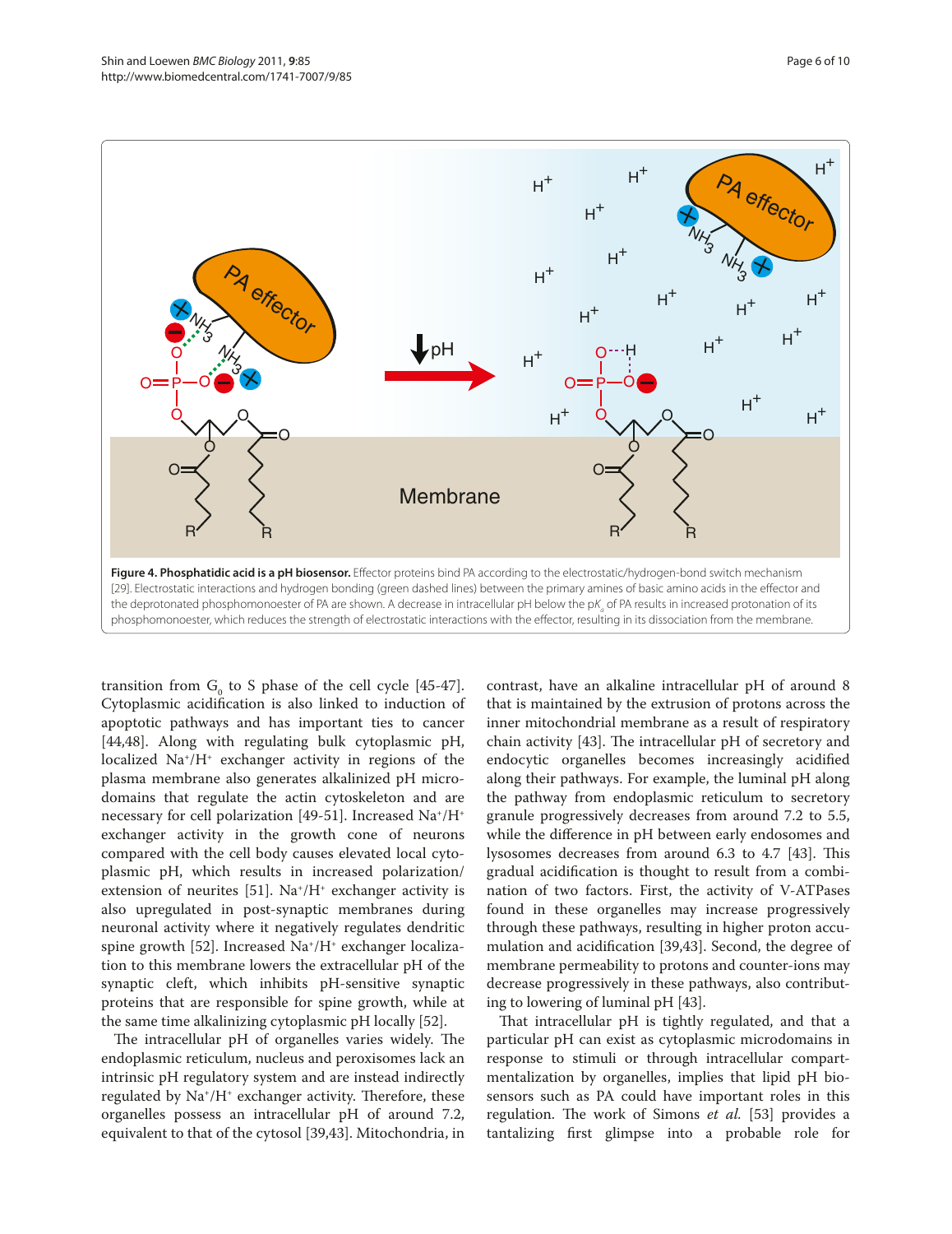**Figure 4. Phosphatidic acid is a pH biosensor.** Effector proteins bind PA according to the electrostatic/hydrogen-bond switch mechanism [29]. Electrostatic interactions and hydrogen bonding (green dashed lines) between the primary amines of basic amino acids in the effector and the deprotonated phosphomonoester of PA are shown. A decrease in intracellular pH below the p$K_a$ of PA results in increased protonation of its phosphomonoester, which reduces the strength of electrostatic interactions with the effector, resulting in its dissociation from the membrane.

transition from $G_0$ to S phase of the cell cycle [45-47]. Cytoplasmic acidification is also linked to induction of apoptotic pathways and has important ties to cancer [44,48]. Along with regulating bulk cytoplasmic pH, localized $Na^+/H^+$ exchanger activity in regions of the plasma membrane also generates alkalinized pH microdomains that regulate the actin cytoskeleton and are necessary for cell polarization [49-51]. Increased $Na^+/H^+$ exchanger activity in the growth cone of neurons compared with the cell body causes elevated local cytoplasmic pH, which results in increased polarization/extension of neurites [51]. $Na^+/H^+$ exchanger activity is also upregulated in post-synaptic membranes during neuronal activity where it negatively regulates dendritic spine growth [52]. Increased $Na^+/H^+$ exchanger localization to this membrane lowers the extracellular pH of the synaptic cleft, which inhibits pH-sensitive synaptic proteins that are responsible for spine growth, while at the same time alkalinizing cytoplasmic pH locally [52].

The intracellular pH of organelles varies widely. The endoplasmic reticulum, nucleus and peroxisomes lack an intrinsic pH regulatory system and are instead indirectly regulated by $Na^+/H^+$ exchanger activity. Therefore, these organelles possess an intracellular pH of around 7.2, equivalent to that of the cytosol [39,43]. Mitochondria, in contrast, have an alkaline intracellular pH of around 8 that is maintained by the extrusion of protons across the inner mitochondrial membrane as a result of respiratory chain activity [43]. The intracellular pH of secretory and endocytic organelles becomes increasingly acidified along their pathways. For example, the luminal pH along the pathway from endoplasmic reticulum to secretory granule progressively decreases from around 7.2 to 5.5, while the difference in pH between early endosomes and lysosomes decreases from around 6.3 to 4.7 [43]. This gradual acidification is thought to result from a combination of two factors. First, the activity of V-ATPases found in these organelles may increase progressively through these pathways, resulting in higher proton accumulation and acidification [39,43]. Second, the degree of membrane permeability to protons and counter-ions may decrease progressively in these pathways, also contributing to lowering of luminal pH [43].

That intracellular pH is tightly regulated, and that a particular pH can exist as cytoplasmic microdomains in response to stimuli or through intracellular compartmentalization by organelles, implies that lipid pH biosensors such as PA could have important roles in this regulation. The work of Simons *et al.* [53] provides a tantalizing first glimpse into a probable role for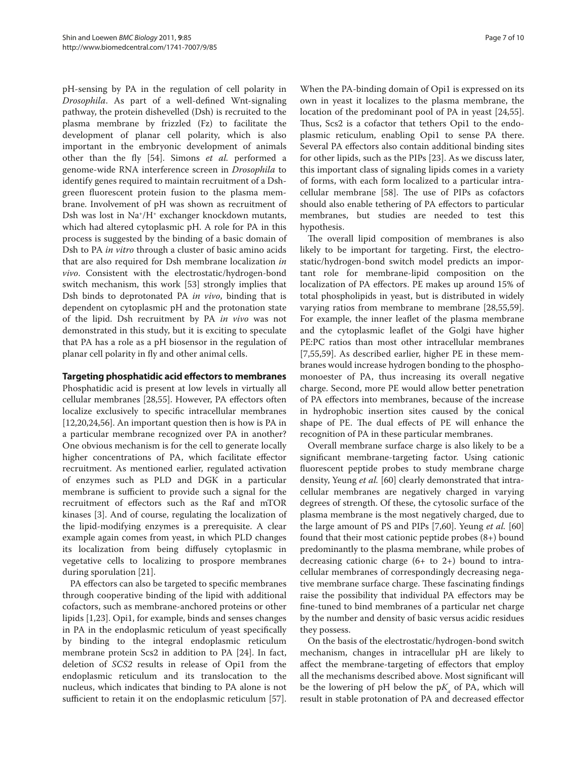pH-sensing by PA in the regulation of cell polarity in *Drosophila*. As part of a well-defined Wnt-signaling pathway, the protein dishevelled (Dsh) is recruited to the plasma membrane by frizzled (Fz) to facilitate the development of planar cell polarity, which is also important in the embryonic development of animals other than the fly [54]. Simons *et al.* performed a genome-wide RNA interference screen in *Drosophila* to identify genes required to maintain recruitment of a Dsh-green fluorescent protein fusion to the plasma membrane. Involvement of pH was shown as recruitment of Dsh was lost in $Na^+/H^+$ exchanger knockdown mutants, which had altered cytoplasmic pH. A role for PA in this process is suggested by the binding of a basic domain of Dsh to PA *in vitro* through a cluster of basic amino acids that are also required for Dsh membrane localization *in vivo*. Consistent with the electrostatic/hydrogen-bond switch mechanism, this work [53] strongly implies that Dsh binds to deprotonated PA *in vivo*, binding that is dependent on cytoplasmic pH and the protonation state of the lipid. Dsh recruitment by PA *in vivo* was not demonstrated in this study, but it is exciting to speculate that PA has a role as a pH biosensor in the regulation of planar cell polarity in fly and other animal cells.

## Targeting phosphatidic acid effectors to membranes

Phosphatidic acid is present at low levels in virtually all cellular membranes [28,55]. However, PA effectors often localize exclusively to specific intracellular membranes [12,20,24,56]. An important question then is how is PA in a particular membrane recognized over PA in another? One obvious mechanism is for the cell to generate locally higher concentrations of PA, which facilitate effector recruitment. As mentioned earlier, regulated activation of enzymes such as PLD and DGK in a particular membrane is sufficient to provide such a signal for the recruitment of effectors such as the Raf and mTOR kinases [3]. And of course, regulating the localization of the lipid-modifying enzymes is a prerequisite. A clear example again comes from yeast, in which PLD changes its localization from being diffusely cytoplasmic in vegetative cells to localizing to prospore membranes during sporulation [21].

PA effectors can also be targeted to specific membranes through cooperative binding of the lipid with additional cofactors, such as membrane-anchored proteins or other lipids [1,23]. Opi1, for example, binds and senses changes in PA in the endoplasmic reticulum of yeast specifically by binding to the integral endoplasmic reticulum membrane protein Scs2 in addition to PA [24]. In fact, deletion of *SCS2* results in release of Opi1 from the endoplasmic reticulum and its translocation to the nucleus, which indicates that binding to PA alone is not sufficient to retain it on the endoplasmic reticulum [57]. When the PA-binding domain of Opi1 is expressed on its own in yeast it localizes to the plasma membrane, the location of the predominant pool of PA in yeast [24,55]. Thus, Scs2 is a cofactor that tethers Opi1 to the endoplasmic reticulum, enabling Opi1 to sense PA there. Several PA effectors also contain additional binding sites for other lipids, such as the PIPs [23]. As we discuss later, this important class of signaling lipids comes in a variety of forms, with each form localized to a particular intracellular membrane [58]. The use of PIPs as cofactors should also enable tethering of PA effectors to particular membranes, but studies are needed to test this hypothesis.

The overall lipid composition of membranes is also likely to be important for targeting. First, the electrostatic/hydrogen-bond switch model predicts an important role for membrane-lipid composition on the localization of PA effectors. PE makes up around 15% of total phospholipids in yeast, but is distributed in widely varying ratios from membrane to membrane [28,55,59]. For example, the inner leaflet of the plasma membrane and the cytoplasmic leaflet of the Golgi have higher PE:PC ratios than most other intracellular membranes [7,55,59]. As described earlier, higher PE in these membranes would increase hydrogen bonding to the phosphomonoester of PA, thus increasing its overall negative charge. Second, more PE would allow better penetration of PA effectors into membranes, because of the increase in hydrophobic insertion sites caused by the conical shape of PE. The dual effects of PE will enhance the recognition of PA in these particular membranes.

Overall membrane surface charge is also likely to be a significant membrane-targeting factor. Using cationic fluorescent peptide probes to study membrane charge density, Yeung *et al.* [60] clearly demonstrated that intracellular membranes are negatively charged in varying degrees of strength. Of these, the cytosolic surface of the plasma membrane is the most negatively charged, due to the large amount of PS and PIPs [7,60]. Yeung *et al.* [60] found that their most cationic peptide probes (8+) bound predominantly to the plasma membrane, while probes of decreasing cationic charge (6+ to 2+) bound to intracellular membranes of correspondingly decreasing negative membrane surface charge. These fascinating findings raise the possibility that individual PA effectors may be fine-tuned to bind membranes of a particular net charge by the number and density of basic versus acidic residues they possess.

On the basis of the electrostatic/hydrogen-bond switch mechanism, changes in intracellular pH are likely to affect the membrane-targeting of effectors that employ all the mechanisms described above. Most significant will be the lowering of pH below the $pK_a$ of PA, which will result in stable protonation of PA and decreased effector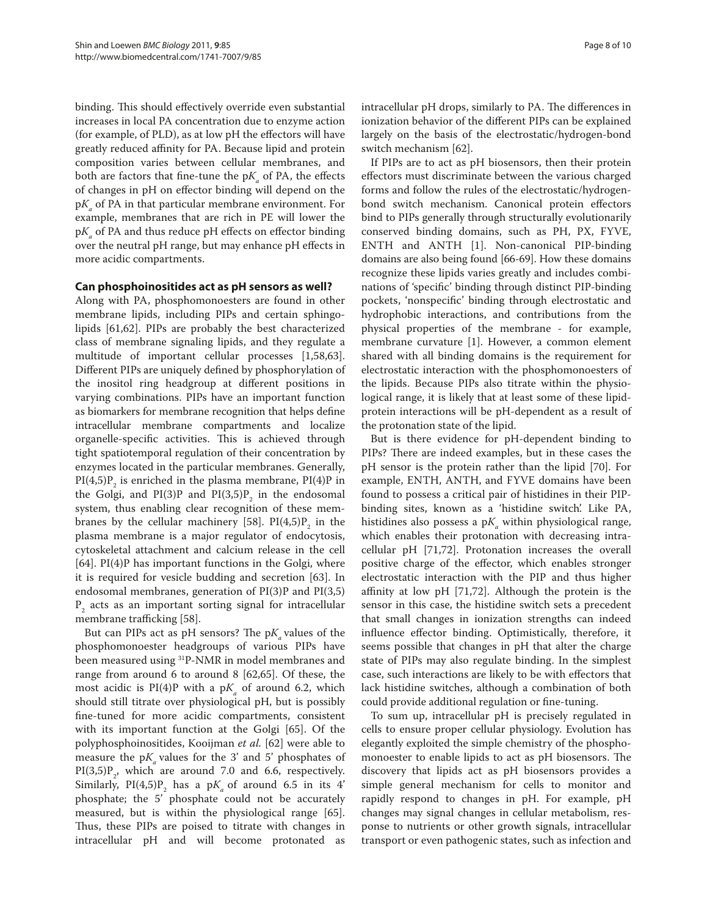binding. This should effectively override even substantial increases in local PA concentration due to enzyme action (for example, of PLD), as at low pH the effectors will have greatly reduced affinity for PA. Because lipid and protein composition varies between cellular membranes, and both are factors that fine-tune the $pK_a$ of PA, the effects of changes in pH on effector binding will depend on the $pK_a$ of PA in that particular membrane environment. For example, membranes that are rich in PE will lower the $pK_a$ of PA and thus reduce pH effects on effector binding over the neutral pH range, but may enhance pH effects in more acidic compartments.

## Can phosphoinositides act as pH sensors as well?

Along with PA, phosphomonoesters are found in other membrane lipids, including PIPs and certain sphingolipids [61,62]. PIPs are probably the best characterized class of membrane signaling lipids, and they regulate a multitude of important cellular processes [1,58,63]. Different PIPs are uniquely defined by phosphorylation of the inositol ring headgroup at different positions in varying combinations. PIPs have an important function as biomarkers for membrane recognition that helps define intracellular membrane compartments and localize organelle-specific activities. This is achieved through tight spatiotemporal regulation of their concentration by enzymes located in the particular membranes. Generally, $PI(4,5)P_2$ is enriched in the plasma membrane, PI(4)P in the Golgi, and PI(3)P and $PI(3,5)P_2$ in the endosomal system, thus enabling clear recognition of these membranes by the cellular machinery [58]. $PI(4,5)P_2$ in the plasma membrane is a major regulator of endocytosis, cytoskeletal attachment and calcium release in the cell [64]. PI(4)P has important functions in the Golgi, where it is required for vesicle budding and secretion [63]. In endosomal membranes, generation of PI(3)P and $PI(3,5)P_2$ acts as an important sorting signal for intracellular membrane trafficking [58].

But can PIPs act as pH sensors? The $pK_a$ values of the phosphomonoester headgroups of various PIPs have been measured using $^{31}$P-NMR in model membranes and range from around 6 to around 8 [62,65]. Of these, the most acidic is PI(4)P with a $pK_a$ of around 6.2, which should still titrate over physiological pH, but is possibly fine-tuned for more acidic compartments, consistent with its important function at the Golgi [65]. Of the polyphosphoinositides, Kooijman *et al.* [62] were able to measure the $pK_a$ values for the 3' and 5' phosphates of $PI(3,5)P_2$, which are around 7.0 and 6.6, respectively. Similarly, $PI(4,5)P_2$ has a $pK_a$ of around 6.5 in its 4' phosphate; the 5' phosphate could not be accurately measured, but is within the physiological range [65]. Thus, these PIPs are poised to titrate with changes in intracellular pH and will become protonated as intracellular pH drops, similarly to PA. The differences in ionization behavior of the different PIPs can be explained largely on the basis of the electrostatic/hydrogen-bond switch mechanism [62].

If PIPs are to act as pH biosensors, then their protein effectors must discriminate between the various charged forms and follow the rules of the electrostatic/hydrogen-bond switch mechanism. Canonical protein effectors bind to PIPs generally through structurally evolutionarily conserved binding domains, such as PH, PX, FYVE, ENTH and ANTH [1]. Non-canonical PIP-binding domains are also being found [66-69]. How these domains recognize these lipids varies greatly and includes combinations of 'specific' binding through distinct PIP-binding pockets, 'nonspecific' binding through electrostatic and hydrophobic interactions, and contributions from the physical properties of the membrane - for example, membrane curvature [1]. However, a common element shared with all binding domains is the requirement for electrostatic interaction with the phosphomonoesters of the lipids. Because PIPs also titrate within the physiological range, it is likely that at least some of these lipid-protein interactions will be pH-dependent as a result of the protonation state of the lipid.

But is there evidence for pH-dependent binding to PIPs? There are indeed examples, but in these cases the pH sensor is the protein rather than the lipid [70]. For example, ENTH, ANTH, and FYVE domains have been found to possess a critical pair of histidines in their PIP-binding sites, known as a 'histidine switch'. Like PA, histidines also possess a $pK_a$ within physiological range, which enables their protonation with decreasing intracellular pH [71,72]. Protonation increases the overall positive charge of the effector, which enables stronger electrostatic interaction with the PIP and thus higher affinity at low pH [71,72]. Although the protein is the sensor in this case, the histidine switch sets a precedent that small changes in ionization strengths can indeed influence effector binding. Optimistically, therefore, it seems possible that changes in pH that alter the charge state of PIPs may also regulate binding. In the simplest case, such interactions are likely to be with effectors that lack histidine switches, although a combination of both could provide additional regulation or fine-tuning.

To sum up, intracellular pH is precisely regulated in cells to ensure proper cellular physiology. Evolution has elegantly exploited the simple chemistry of the phosphomonoester to enable lipids to act as pH biosensors. The discovery that lipids act as pH biosensors provides a simple general mechanism for cells to monitor and rapidly respond to changes in pH. For example, pH changes may signal changes in cellular metabolism, response to nutrients or other growth signals, intracellular transport or even pathogenic states, such as infection and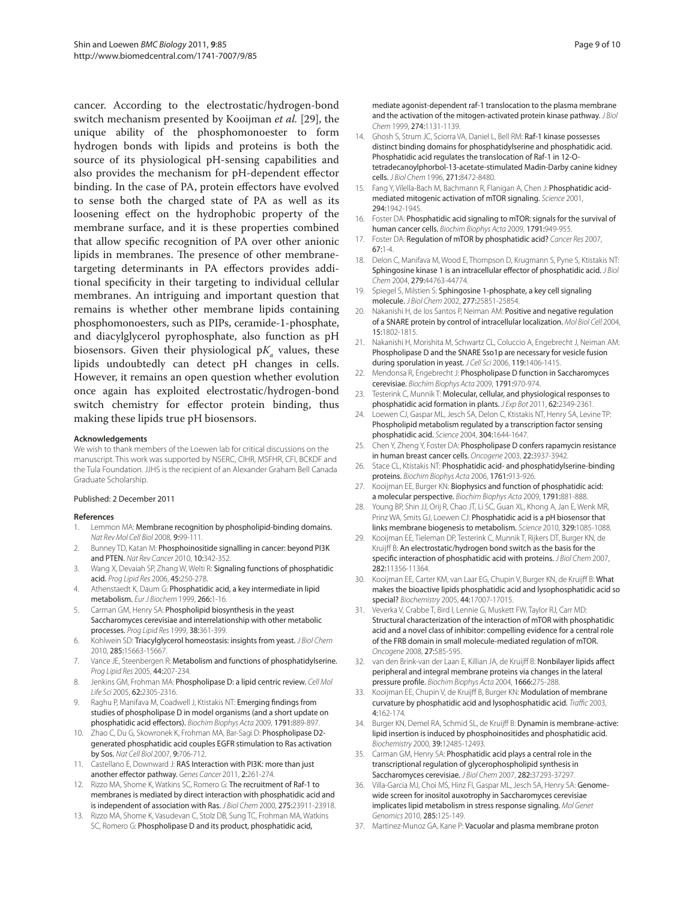cancer. According to the electrostatic/hydrogen-bond switch mechanism presented by Kooijman *et al.* [29], the unique ability of the phosphomonoester to form hydrogen bonds with lipids and proteins is both the source of its physiological pH-sensing capabilities and also provides the mechanism for pH-dependent effector binding. In the case of PA, protein effectors have evolved to sense both the charged state of PA as well as its loosening effect on the hydrophobic property of the membrane surface, and it is these properties combined that allow specific recognition of PA over other anionic lipids in membranes. The presence of other membrane-targeting determinants in PA effectors provides additional specificity in their targeting to individual cellular membranes. An intriguing and important question that remains is whether other membrane lipids containing phosphomonoesters, such as PIPs, ceramide-1-phosphate, and diacylglycerol pyrophosphate, also function as pH biosensors. Given their physiological p$K_a$ values, these lipids undoubtedly can detect pH changes in cells. However, it remains an open question whether evolution once again has exploited electrostatic/hydrogen-bond switch chemistry for effector protein binding, thus making these lipids true pH biosensors.

#### Acknowledgements

We wish to thank members of the Loewen lab for critical discussions on the manuscript. This work was supported by NSERC, CIHR, MSFHR, CFI, BCKDF and the Tula Foundation. JJHS is the recipient of an Alexander Graham Bell Canada Graduate Scholarship.

Published: 2 December 2011

#### References

1. Lemmon MA: **Membrane recognition by phospholipid-binding domains.** *Nat Rev Mol Cell Biol* 2008, **9:**99-111.
2. Bunney TD, Katan M: **Phosphoinositide signalling in cancer: beyond PI3K and PTEN.** *Nat Rev Cancer* 2010, **10:**342-352.
3. Wang X, Devaiah SP, Zhang W, Welti R: **Signaling functions of phosphatidic acid.** *Prog Lipid Res* 2006, **45:**250-278.
4. Athenstaedt K, Daum G: **Phosphatidic acid, a key intermediate in lipid metabolism.** *Eur J Biochem* 1999, **266:**1-16.
5. Carman GM, Henry SA: **Phospholipid biosynthesis in the yeast Saccharomyces cerevisiae and interrelationship with other metabolic processes.** *Prog Lipid Res* 1999, **38:**361-399.
6. Kohlwein SD: **Triacylglycerol homeostasis: insights from yeast.** *J Biol Chem* 2010, **285:**15663-15667.
7. Vance JE, Steenbergen R: **Metabolism and functions of phosphatidylserine.** *Prog Lipid Res* 2005, **44:**207-234.
8. Jenkins GM, Frohman MA: **Phospholipase D: a lipid centric review.** *Cell Mol Life Sci* 2005, **62:**2305-2316.
9. Raghu P, Manifava M, Coadwell J, Ktistakis NT: **Emerging findings from studies of phospholipase D in model organisms (and a short update on phosphatidic acid effectors).** *Biochim Biophys Acta* 2009, **1791:**889-897.
10. Zhao C, Du G, Skowronek K, Frohman MA, Bar-Sagi D: **Phospholipase D2-generated phosphatidic acid couples EGFR stimulation to Ras activation by Sos.** *Nat Cell Biol* 2007, **9:**706-712.
11. Castellano E, Downward J: **RAS Interaction with PI3K: more than just another effector pathway.** *Genes Cancer* 2011, **2:**261-274.
12. Rizzo MA, Shome K, Watkins SC, Romero G: **The recruitment of Raf-1 to membranes is mediated by direct interaction with phosphatidic acid and is independent of association with Ras.** *J Biol Chem* 2000, **275:**23911-23918.
13. Rizzo MA, Shome K, Vasudevan C, Stolz DB, Sung TC, Frohman MA, Watkins SC, Romero G: **Phospholipase D and its product, phosphatidic acid, mediate agonist-dependent raf-1 translocation to the plasma membrane and the activation of the mitogen-activated protein kinase pathway.** *J Biol Chem* 1999, **274:**1131-1139.
14. Ghosh S, Strum JC, Sciorra VA, Daniel L, Bell RM: **Raf-1 kinase possesses distinct binding domains for phosphatidylserine and phosphatidic acid. Phosphatidic acid regulates the translocation of Raf-1 in 12-O-tetradecanoylphorbol-13-acetate-stimulated Madin-Darby canine kidney cells.** *J Biol Chem* 1996, **271:**8472-8480.
15. Fang Y, Vilella-Bach M, Bachmann R, Flanigan A, Chen J: **Phosphatidic acid-mediated mitogenic activation of mTOR signaling.** *Science* 2001, **294:**1942-1945.
16. Foster DA: **Phosphatidic acid signaling to mTOR: signals for the survival of human cancer cells.** *Biochim Biophys Acta* 2009, **1791:**949-955.
17. Foster DA: **Regulation of mTOR by phosphatidic acid?** *Cancer Res* 2007, **67:**1-4.
18. Delon C, Manifava M, Wood E, Thompson D, Krugmann S, Pyne S, Ktistakis NT: **Sphingosine kinase 1 is an intracellular effector of phosphatidic acid.** *J Biol Chem* 2004, **279:**44763-44774.
19. Spiegel S, Milstien S: **Sphingosine 1-phosphate, a key cell signaling molecule.** *J Biol Chem* 2002, **277:**25851-25854.
20. Nakanishi H, de los Santos P, Neiman AM: **Positive and negative regulation of a SNARE protein by control of intracellular localization.** *Mol Biol Cell* 2004, **15:**1802-1815.
21. Nakanishi H, Morishita M, Schwartz CL, Coluccio A, Engebrecht J, Neiman AM: **Phospholipase D and the SNARE Sso1p are necessary for vesicle fusion during sporulation in yeast.** *J Cell Sci* 2006, **119:**1406-1415.
22. Mendonsa R, Engebrecht J: **Phospholipase D function in Saccharomyces cerevisiae.** *Biochim Biophys Acta* 2009, **1791:**970-974.
23. Testerink C, Munnik T: **Molecular, cellular, and physiological responses to phosphatidic acid formation in plants.** *J Exp Bot* 2011, **62:**2349-2361.
24. Loewen CJ, Gaspar ML, Jesch SA, Delon C, Ktistakis NT, Henry SA, Levine TP: **Phospholipid metabolism regulated by a transcription factor sensing phosphatidic acid.** *Science* 2004, **304:**1644-1647.
25. Chen Y, Zheng Y, Foster DA: **Phospholipase D confers rapamycin resistance in human breast cancer cells.** *Oncogene* 2003, **22:**3937-3942.
26. Stace CL, Ktistakis NT: **Phosphatidic acid- and phosphatidylserine-binding proteins.** *Biochim Biophys Acta* 2006, **1761:**913-926.
27. Kooijman EE, Burger KN: **Biophysics and function of phosphatidic acid: a molecular perspective.** *Biochim Biophys Acta* 2009, **1791:**881-888.
28. Young BP, Shin JJ, Orij R, Chao JT, Li SC, Guan XL, Khong A, Jan E, Wenk MR, Prinz WA, Smits GJ, Loewen CJ: **Phosphatidic acid is a pH biosensor that links membrane biogenesis to metabolism.** *Science* 2010, **329:**1085-1088.
29. Kooijman EE, Tieleman DP, Testerink C, Munnik T, Rijkers DT, Burger KN, de Kruijff B: **An electrostatic/hydrogen bond switch as the basis for the specific interaction of phosphatidic acid with proteins.** *J Biol Chem* 2007, **282:**11356-11364.
30. Kooijman EE, Carter KM, van Laar EG, Chupin V, Burger KN, de Kruijff B: **What makes the bioactive lipids phosphatidic acid and lysophosphatidic acid so special?** *Biochemistry* 2005, **44:**17007-17015.
31. Veverka V, Crabbe T, Bird I, Lennie G, Muskett FW, Taylor RJ, Carr MD: **Structural characterization of the interaction of mTOR with phosphatidic acid and a novel class of inhibitor: compelling evidence for a central role of the FRB domain in small molecule-mediated regulation of mTOR.** *Oncogene* 2008, **27:**585-595.
32. van den Brink-van der Laan E, Killian JA, de Kruijff B: **Nonbilayer lipids affect peripheral and integral membrane proteins via changes in the lateral pressure profile.** *Biochim Biophys Acta* 2004, **1666:**275-288.
33. Kooijman EE, Chupin V, de Kruijff B, Burger KN: **Modulation of membrane curvature by phosphatidic acid and lysophosphatidic acid.** *Traffic* 2003, **4:**162-174.
34. Burger KN, Demel RA, Schmid SL, de Kruijff B: **Dynamin is membrane-active: lipid insertion is induced by phosphoinositides and phosphatidic acid.** *Biochemistry* 2000, **39:**12485-12493.
35. Carman GM, Henry SA: **Phosphatidic acid plays a central role in the transcriptional regulation of glycerophospholipid synthesis in Saccharomyces cerevisiae.** *J Biol Chem* 2007, **282:**37293-37297.
36. Villa-Garcia MJ, Choi MS, Hinz FI, Gaspar ML, Jesch SA, Henry SA: **Genome-wide screen for inositol auxotrophy in Saccharomyces cerevisiae implicates lipid metabolism in stress response signaling.** *Mol Genet Genomics* 2010, **285:**125-149.
37. Martinez-Munoz GA, Kane P: **Vacuolar and plasma membrane proton**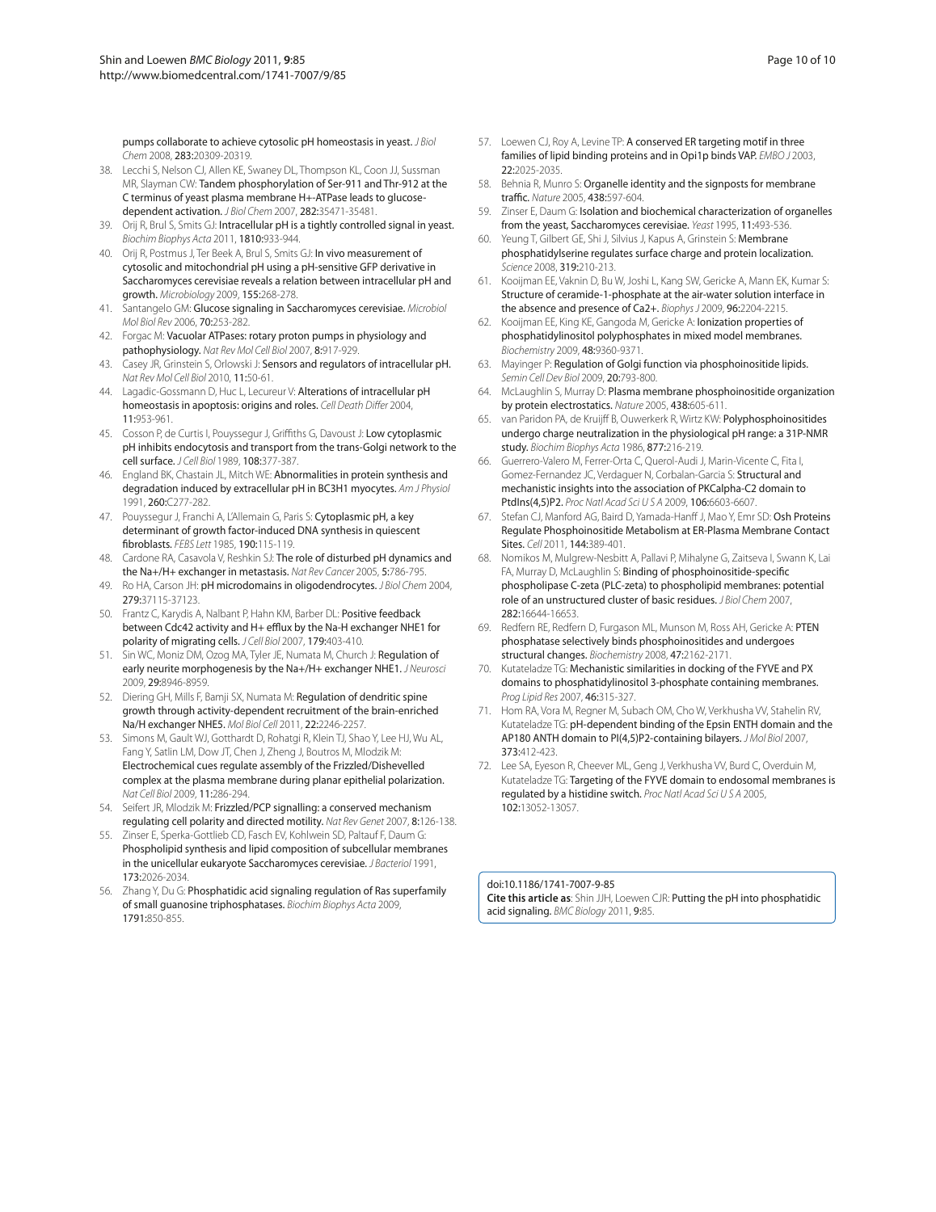pumps collaborate to achieve cytosolic pH homeostasis in yeast. *J Biol Chem* 2008, **283:**20309-20319.

38. Lecchi S, Nelson CJ, Allen KE, Swaney DL, Thompson KL, Coon JJ, Sussman MR, Slayman CW: **Tandem phosphorylation of Ser-911 and Thr-912 at the C terminus of yeast plasma membrane H+-ATPase leads to glucose-dependent activation.** *J Biol Chem* 2007, **282:**35471-35481.
39. Orij R, Brul S, Smits GJ: **Intracellular pH is a tightly controlled signal in yeast.** *Biochim Biophys Acta* 2011, **1810:**933-944.
40. Orij R, Postmus J, Ter Beek A, Brul S, Smits GJ: **In vivo measurement of cytosolic and mitochondrial pH using a pH-sensitive GFP derivative in Saccharomyces cerevisiae reveals a relation between intracellular pH and growth.** *Microbiology* 2009, **155:**268-278.
41. Santangelo GM: **Glucose signaling in Saccharomyces cerevisiae.** *Microbiol Mol Biol Rev* 2006, **70:**253-282.
42. Forgac M: **Vacuolar ATPases: rotary proton pumps in physiology and pathophysiology.** *Nat Rev Mol Cell Biol* 2007, **8:**917-929.
43. Casey JR, Grinstein S, Orlowski J: **Sensors and regulators of intracellular pH.** *Nat Rev Mol Cell Biol* 2010, **11:**50-61.
44. Lagadic-Gossmann D, Huc L, Lecureur V: **Alterations of intracellular pH homeostasis in apoptosis: origins and roles.** *Cell Death Differ* 2004, **11:**953-961.
45. Cosson P, de Curtis I, Pouyssegur J, Griffiths G, Davoust J: **Low cytoplasmic pH inhibits endocytosis and transport from the trans-Golgi network to the cell surface.** *J Cell Biol* 1989, **108:**377-387.
46. England BK, Chastain JL, Mitch WE: **Abnormalities in protein synthesis and degradation induced by extracellular pH in BC3H1 myocytes.** *Am J Physiol* 1991, **260:**C277-282.
47. Pouyssegur J, Franchi A, L'Allemain G, Paris S: **Cytoplasmic pH, a key determinant of growth factor-induced DNA synthesis in quiescent fibroblasts.** *FEBS Lett* 1985, **190:**115-119.
48. Cardone RA, Casavola V, Reshkin SJ: **The role of disturbed pH dynamics and the Na+/H+ exchanger in metastasis.** *Nat Rev Cancer* 2005, **5:**786-795.
49. Ro HA, Carson JH: **pH microdomains in oligodendrocytes.** *J Biol Chem* 2004, **279:**37115-37123.
50. Frantz C, Karydis A, Nalbant P, Hahn KM, Barber DL: **Positive feedback between Cdc42 activity and H+ efflux by the Na-H exchanger NHE1 for polarity of migrating cells.** *J Cell Biol* 2007, **179:**403-410.
51. Sin WC, Moniz DM, Ozog MA, Tyler JE, Numata M, Church J: **Regulation of early neurite morphogenesis by the Na+/H+ exchanger NHE1.** *J Neurosci* 2009, **29:**8946-8959.
52. Diering GH, Mills F, Bamji SX, Numata M: **Regulation of dendritic spine growth through activity-dependent recruitment of the brain-enriched Na/H exchanger NHE5.** *Mol Biol Cell* 2011, **22:**2246-2257.
53. Simons M, Gault WJ, Gotthardt D, Rohatgi R, Klein TJ, Shao Y, Lee HJ, Wu AL, Fang Y, Satlin LM, Dow JT, Chen J, Zheng J, Boutros M, Mlodzik M: **Electrochemical cues regulate assembly of the Frizzled/Dishevelled complex at the plasma membrane during planar epithelial polarization.** *Nat Cell Biol* 2009, **11:**286-294.
54. Seifert JR, Mlodzik M: **Frizzled/PCP signalling: a conserved mechanism regulating cell polarity and directed motility.** *Nat Rev Genet* 2007, **8:**126-138.
55. Zinser E, Sperka-Gottlieb CD, Fasch EV, Kohlwein SD, Paltauf F, Daum G: **Phospholipid synthesis and lipid composition of subcellular membranes in the unicellular eukaryote Saccharomyces cerevisiae.** *J Bacteriol* 1991, **173:**2026-2034.
56. Zhang Y, Du G: **Phosphatidic acid signaling regulation of Ras superfamily of small guanosine triphosphatases.** *Biochim Biophys Acta* 2009, **1791:**850-855.
57. Loewen CJ, Roy A, Levine TP: **A conserved ER targeting motif in three families of lipid binding proteins and in Opi1p binds VAP.** *EMBO J* 2003, **22:**2025-2035.
58. Behnia R, Munro S: **Organelle identity and the signposts for membrane traffic.** *Nature* 2005, **438:**597-604.
59. Zinser E, Daum G: **Isolation and biochemical characterization of organelles from the yeast, Saccharomyces cerevisiae.** *Yeast* 1995, **11:**493-536.
60. Yeung T, Gilbert GE, Shi J, Silvius J, Kapus A, Grinstein S: **Membrane phosphatidylserine regulates surface charge and protein localization.** *Science* 2008, **319:**210-213.
61. Kooijman EE, Vaknin D, Bu W, Joshi L, Kang SW, Gericke A, Mann EK, Kumar S: **Structure of ceramide-1-phosphate at the air-water solution interface in the absence and presence of Ca2+.** *Biophys J* 2009, **96:**2204-2215.
62. Kooijman EE, King KE, Gangoda M, Gericke A: **Ionization properties of phosphatidylinositol polyphosphates in mixed model membranes.** *Biochemistry* 2009, **48:**9360-9371.
63. Mayinger P: **Regulation of Golgi function via phosphoinositide lipids.** *Semin Cell Dev Biol* 2009, **20:**793-800.
64. McLaughlin S, Murray D: **Plasma membrane phosphoinositide organization by protein electrostatics.** *Nature* 2005, **438:**605-611.
65. van Paridon PA, de Kruijff B, Ouwerkerk R, Wirtz KW: **Polyphosphoinositides undergo charge neutralization in the physiological pH range: a 31P-NMR study.** *Biochim Biophys Acta* 1986, **877:**216-219.
66. Guerrero-Valero M, Ferrer-Orta C, Querol-Audi J, Marin-Vicente C, Fita I, Gomez-Fernandez JC, Verdaguer N, Corbalan-Garcia S: **Structural and mechanistic insights into the association of PKCalpha-C2 domain to PtdIns(4,5)P2.** *Proc Natl Acad Sci U S A* 2009, **106:**6603-6607.
67. Stefan CJ, Manford AG, Baird D, Yamada-Hanff J, Mao Y, Emr SD: **Osh Proteins Regulate Phosphoinositide Metabolism at ER-Plasma Membrane Contact Sites.** *Cell* 2011, **144:**389-401.
68. Nomikos M, Mulgrew-Nesbitt A, Pallavi P, Mihalyne G, Zaitseva I, Swann K, Lai FA, Murray D, McLaughlin S: **Binding of phosphoinositide-specific phospholipase C-zeta (PLC-zeta) to phospholipid membranes: potential role of an unstructured cluster of basic residues.** *J Biol Chem* 2007, **282:**16644-16653.
69. Redfern RE, Redfern D, Furgason ML, Munson M, Ross AH, Gericke A: **PTEN phosphatase selectively binds phosphoinositides and undergoes structural changes.** *Biochemistry* 2008, **47:**2162-2171.
70. Kutateladze TG: **Mechanistic similarities in docking of the FYVE and PX domains to phosphatidylinositol 3-phosphate containing membranes.** *Prog Lipid Res* 2007, **46:**315-327.
71. Hom RA, Vora M, Regner M, Subach OM, Cho W, Verkhusha VV, Stahelin RV, Kutateladze TG: **pH-dependent binding of the Epsin ENTH domain and the AP180 ANTH domain to PI(4,5)P2-containing bilayers.** *J Mol Biol* 2007, **373:**412-423.
72. Lee SA, Eyeson R, Cheever ML, Geng J, Verkhusha VV, Burd C, Overduin M, Kutateladze TG: **Targeting of the FYVE domain to endosomal membranes is regulated by a histidine switch.** *Proc Natl Acad Sci U S A* 2005, **102:**13052-13057.

doi:10.1186/1741-7007-9-85

**Cite this article as**: Shin JJH, Loewen CJR: Putting the pH into phosphatidic acid signaling. *BMC Biology* 2011, **9:**85.